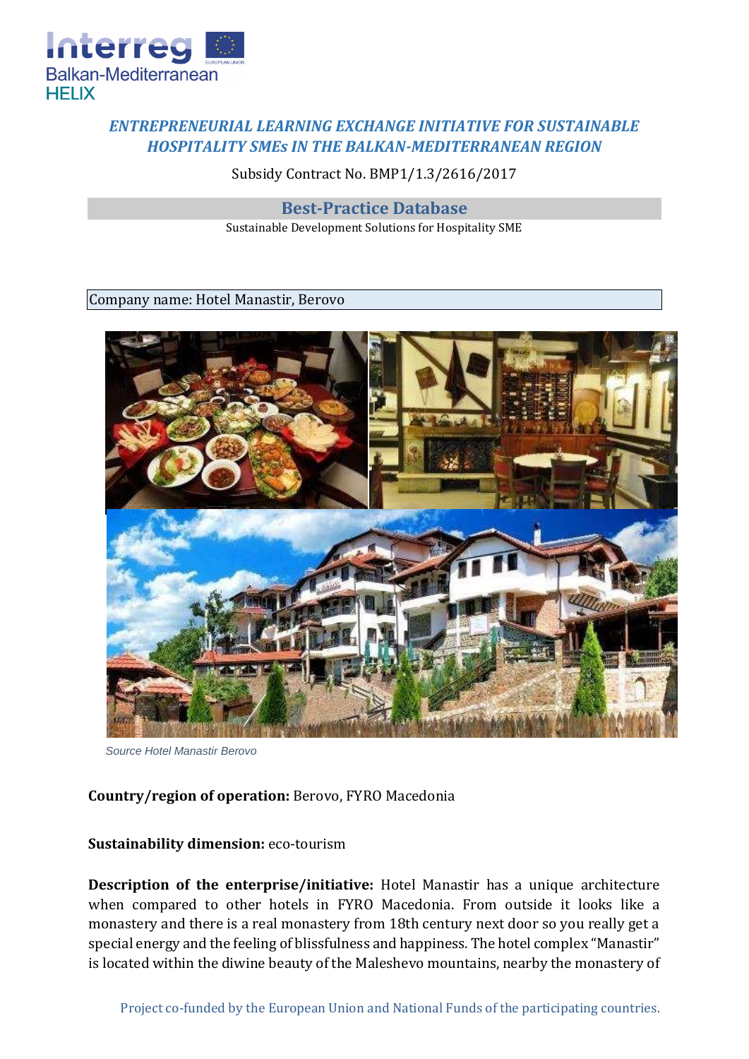*ENTREPRENEURIAL LEARNING EXCHANGE INITIATIVE FOR SUSTAINABLE HOSPITALITY SMEs IN THE BALKAN-MEDITERRANEAN REGION*

Subsidy Contract No. BMP1/1.3/2616/2017

## Best-Practice Database

Sustainable Development Solutions for Hospitality SME

Company name: Hotel Manastir, Berovo

*Source Hotel Manastir Berovo*

**Country/region of operation:** Berovo, FYRO Macedonia

**Sustainability dimension:** eco-tourism

**Description of the enterprise/initiative:** Hotel Manastir has a unique architecture when compared to other hotels in FYRO Macedonia. From outside it looks like a monastery and there is a real monastery from 18th century next door so you really get a special energy and the feeling of blissfulness and happiness. The hotel complex "Manastir" is located within the diwine beauty of the Maleshevo mountains, nearby the monastery of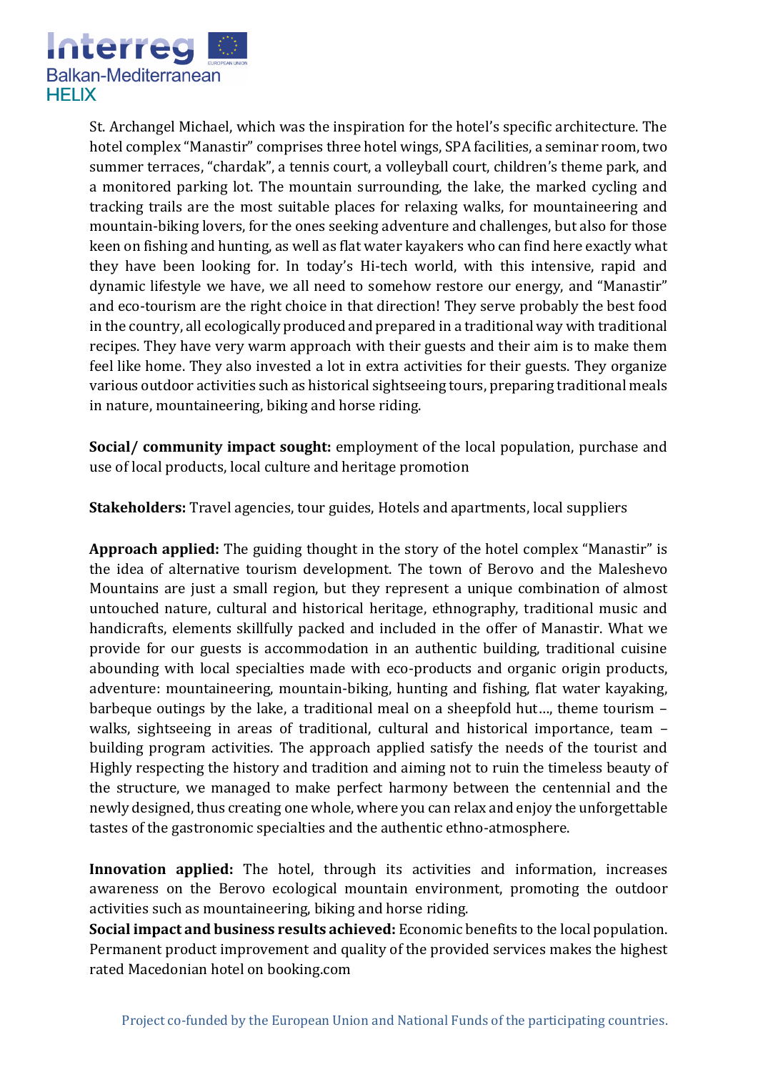St. Archangel Michael, which was the inspiration for the hotel's specific architecture. The hotel complex "Manastir" comprises three hotel wings, SPA facilities, a seminar room, two summer terraces, "chardak", a tennis court, a volleyball court, children's theme park, and a monitored parking lot. The mountain surrounding, the lake, the marked cycling and tracking trails are the most suitable places for relaxing walks, for mountaineering and mountain-biking lovers, for the ones seeking adventure and challenges, but also for those keen on fishing and hunting, as well as flat water kayakers who can find here exactly what they have been looking for. In today's Hi-tech world, with this intensive, rapid and dynamic lifestyle we have, we all need to somehow restore our energy, and "Manastir" and eco-tourism are the right choice in that direction! They serve probably the best food in the country, all ecologically produced and prepared in a traditional way with traditional recipes. They have very warm approach with their guests and their aim is to make them feel like home. They also invested a lot in extra activities for their guests. They organize various outdoor activities such as historical sightseeing tours, preparing traditional meals in nature, mountaineering, biking and horse riding.

**Social/ community impact sought:** employment of the local population, purchase and use of local products, local culture and heritage promotion

**Stakeholders:** Travel agencies, tour guides, Hotels and apartments, local suppliers

**Approach applied:** The guiding thought in the story of the hotel complex "Manastir" is the idea of alternative tourism development. The town of Berovo and the Maleshevo Mountains are just a small region, but they represent a unique combination of almost untouched nature, cultural and historical heritage, ethnography, traditional music and handicrafts, elements skillfully packed and included in the offer of Manastir. What we provide for our guests is accommodation in an authentic building, traditional cuisine abounding with local specialties made with eco-products and organic origin products, adventure: mountaineering, mountain-biking, hunting and fishing, flat water kayaking, barbeque outings by the lake, a traditional meal on a sheepfold hut…, theme tourism – walks, sightseeing in areas of traditional, cultural and historical importance, team – building program activities. The approach applied satisfy the needs of the tourist and Highly respecting the history and tradition and aiming not to ruin the timeless beauty of the structure, we managed to make perfect harmony between the centennial and the newly designed, thus creating one whole, where you can relax and enjoy the unforgettable tastes of the gastronomic specialties and the authentic ethno-atmosphere.

**Innovation applied:** The hotel, through its activities and information, increases awareness on the Berovo ecological mountain environment, promoting the outdoor activities such as mountaineering, biking and horse riding.

**Social impact and business results achieved:** Economic benefits to the local population. Permanent product improvement and quality of the provided services makes the highest rated Macedonian hotel on booking.com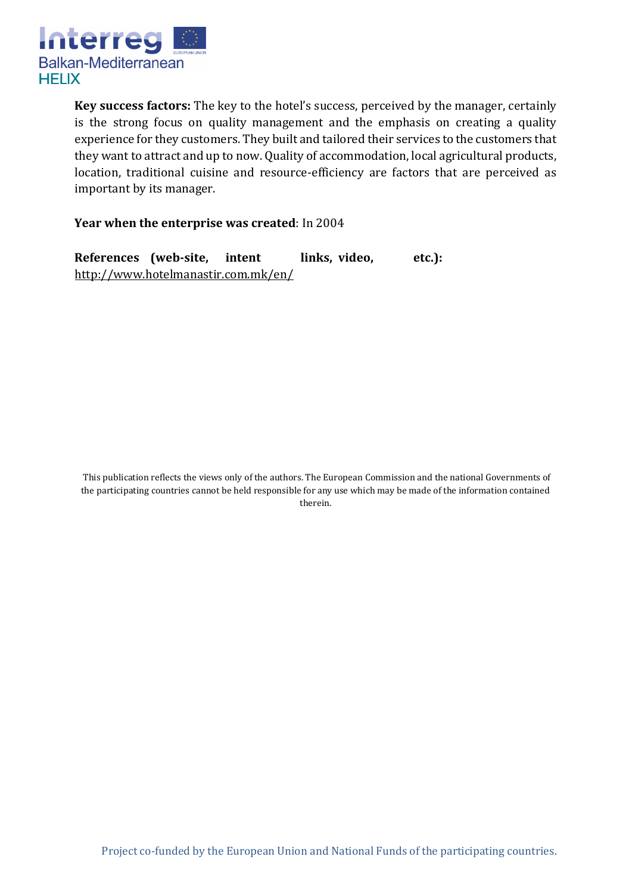**Key success factors:** The key to the hotel's success, perceived by the manager, certainly is the strong focus on quality management and the emphasis on creating a quality experience for they customers. They built and tailored their services to the customers that they want to attract and up to now. Quality of accommodation, local agricultural products, location, traditional cuisine and resource-efficiency are factors that are perceived as important by its manager.

**Year when the enterprise was created**: In 2004

**References (web-site, intent links, video, etc.):** http://www.hotelmanastir.com.mk/en/

This publication reflects the views only of the authors. The European Commission and the national Governments of the participating countries cannot be held responsible for any use which may be made of the information contained therein.